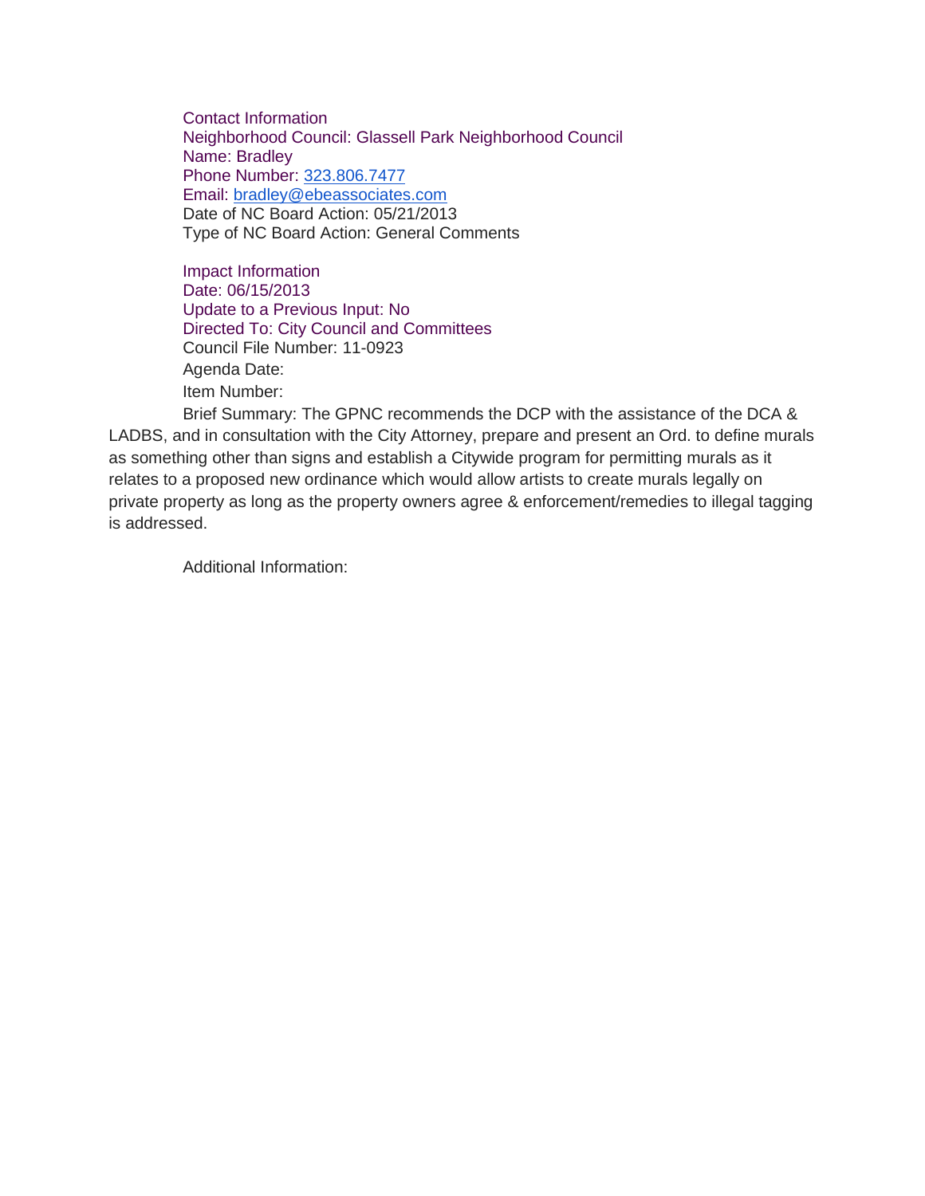Contact Information
Neighborhood Council: Glassell Park Neighborhood Council
Name: Bradley
Phone Number: 323.806.7477
Email: bradley@ebeassociates.com
Date of NC Board Action: 05/21/2013
Type of NC Board Action: General Comments

Impact Information
Date: 06/15/2013
Update to a Previous Input: No
Directed To: City Council and Committees
Council File Number: 11-0923
Agenda Date:
Item Number:
Brief Summary: The GPNC recommends the DCP with the assistance of the DCA & LADBS, and in consultation with the City Attorney, prepare and present an Ord. to define murals as something other than signs and establish a Citywide program for permitting murals as it relates to a proposed new ordinance which would allow artists to create murals legally on private property as long as the property owners agree & enforcement/remedies to illegal tagging is addressed.

Additional Information: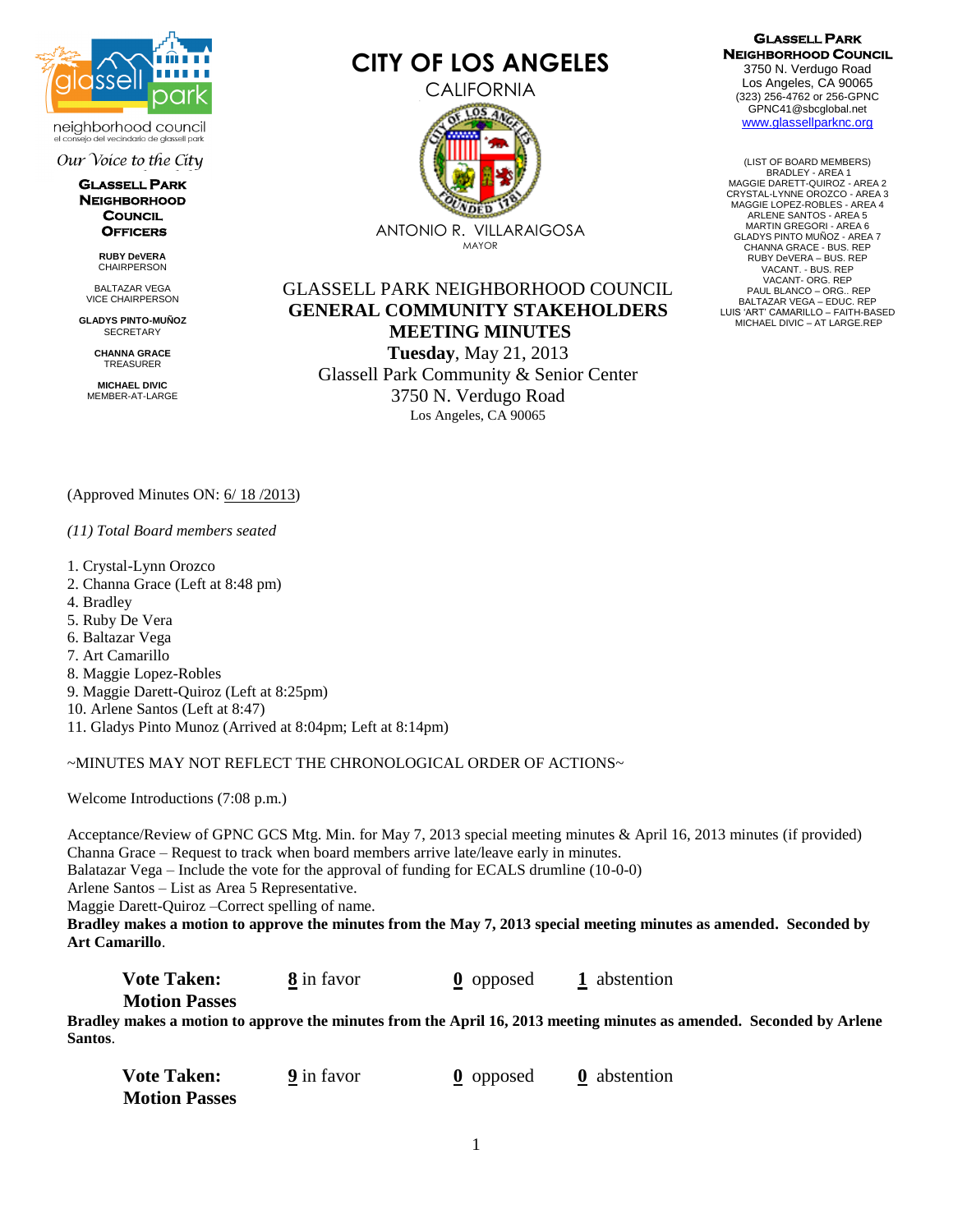**GLASSELL PARK NEIGHBORHOOD COUNCIL**

neighborhood council
el consejo del vecindario de glassell park

*Our Voice to the City*

**GLASSELL PARK NEIGHBORHOOD COUNCIL OFFICERS**

**RUBY DeVERA**
CHAIRPERSON

BALTAZAR VEGA
VICE CHAIRPERSON

**GLADYS PINTO-MUÑOZ**
SECRETARY

**CHANNA GRACE**
TREASURER

**MICHAEL DIVIC**
MEMBER-AT-LARGE

# CITY OF LOS ANGELES

CALIFORNIA

ANTONIO R. VILLARAIGOSA
MAYOR

**GLASSELL PARK NEIGHBORHOOD COUNCIL**
3750 N. Verdugo Road
Los Angeles, CA 90065
(323) 256-4762 or 256-GPNC
GPNC41@sbcglobal.net
www.glassellparknc.org

(LIST OF BOARD MEMBERS)
BRADLEY - AREA 1
MAGGIE DARETT-QUIROZ - AREA 2
CRYSTAL-LYNNE OROZCO - AREA 3
MAGGIE LOPEZ-ROBLES - AREA 4
ARLENE SANTOS - AREA 5
MARTIN GREGORI - AREA 6
GLADYS PINTO MUÑOZ - AREA 7
CHANNA GRACE - BUS. REP
RUBY DeVERA – BUS. REP
VACANT. - BUS. REP
VACANT- ORG. REP
PAUL BLANCO – ORG.. REP
BALTAZAR VEGA – EDUC. REP
LUIS 'ART' CAMARILLO – FAITH-BASED
MICHAEL DIVIC – AT LARGE.REP

## GLASSELL PARK NEIGHBORHOOD COUNCIL
## GENERAL COMMUNITY STAKEHOLDERS MEETING MINUTES

**Tuesday**, May 21, 2013
Glassell Park Community & Senior Center
3750 N. Verdugo Road
Los Angeles, CA 90065

(Approved Minutes ON: 6/ 18 /2013)

*(11) Total Board members seated*

1. Crystal-Lynn Orozco
2. Channa Grace (Left at 8:48 pm)
4. Bradley
5. Ruby De Vera
6. Baltazar Vega
7. Art Camarillo
8. Maggie Lopez-Robles
9. Maggie Darett-Quiroz (Left at 8:25pm)
10. Arlene Santos (Left at 8:47)
11. Gladys Pinto Munoz (Arrived at 8:04pm; Left at 8:14pm)

~MINUTES MAY NOT REFLECT THE CHRONOLOGICAL ORDER OF ACTIONS~

Welcome Introductions (7:08 p.m.)

Acceptance/Review of GPNC GCS Mtg. Min. for May 7, 2013 special meeting minutes & April 16, 2013 minutes (if provided)
Channa Grace – Request to track when board members arrive late/leave early in minutes.
Balatazar Vega – Include the vote for the approval of funding for ECALS drumline (10-0-0)
Arlene Santos – List as Area 5 Representative.
Maggie Darett-Quiroz –Correct spelling of name.
**Bradley makes a motion to approve the minutes from the May 7, 2013 special meeting minutes as amended. Seconded by Art Camarillo.**

**Vote Taken:** **8** in favor **0** opposed **1** abstention
**Motion Passes**

**Bradley makes a motion to approve the minutes from the April 16, 2013 meeting minutes as amended. Seconded by Arlene Santos.**

**Vote Taken:** **9** in favor **0** opposed **0** abstention
**Motion Passes**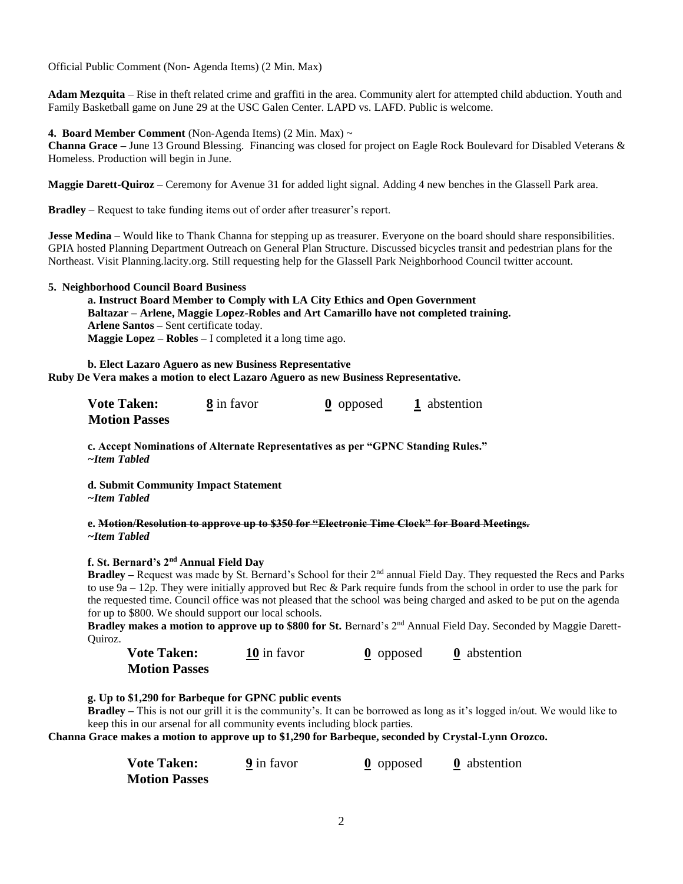Official Public Comment (Non- Agenda Items) (2 Min. Max)

**Adam Mezquita** – Rise in theft related crime and graffiti in the area. Community alert for attempted child abduction. Youth and Family Basketball game on June 29 at the USC Galen Center. LAPD vs. LAFD. Public is welcome.

**4. Board Member Comment** (Non-Agenda Items) (2 Min. Max) ~

**Channa Grace –** June 13 Ground Blessing. Financing was closed for project on Eagle Rock Boulevard for Disabled Veterans & Homeless. Production will begin in June.

**Maggie Darett-Quiroz** – Ceremony for Avenue 31 for added light signal. Adding 4 new benches in the Glassell Park area.

**Bradley** – Request to take funding items out of order after treasurer's report.

**Jesse Medina** – Would like to Thank Channa for stepping up as treasurer. Everyone on the board should share responsibilities. GPIA hosted Planning Department Outreach on General Plan Structure. Discussed bicycles transit and pedestrian plans for the Northeast. Visit Planning.lacity.org. Still requesting help for the Glassell Park Neighborhood Council twitter account.

**5. Neighborhood Council Board Business**

**a. Instruct Board Member to Comply with LA City Ethics and Open Government**
**Baltazar – Arlene, Maggie Lopez-Robles and Art Camarillo have not completed training.**
**Arlene Santos –** Sent certificate today.
**Maggie Lopez – Robles –** I completed it a long time ago.

**b. Elect Lazaro Aguero as new Business Representative**
**Ruby De Vera makes a motion to elect Lazaro Aguero as new Business Representative.**

**Vote Taken:** **8** in favor **0** opposed **1** abstention
**Motion Passes**

**c. Accept Nominations of Alternate Representatives as per "GPNC Standing Rules."**
***~Item Tabled***

**d. Submit Community Impact Statement**
***~Item Tabled***

**e. ~~Motion/Resolution to approve up to $350 for "Electronic Time Clock" for Board Meetings.~~**
***~Item Tabled***

**f. St. Bernard's 2nd Annual Field Day**

**Bradley –** Request was made by St. Bernard's School for their 2nd annual Field Day. They requested the Recs and Parks to use 9a – 12p. They were initially approved but Rec & Park require funds from the school in order to use the park for the requested time. Council office was not pleased that the school was being charged and asked to be put on the agenda for up to $800. We should support our local schools.

**Bradley makes a motion to approve up to $800 for St.** Bernard's 2nd Annual Field Day. Seconded by Maggie Darett-Quiroz.

**Vote Taken:** **10** in favor **0** opposed **0** abstention
**Motion Passes**

**g. Up to $1,290 for Barbeque for GPNC public events**

**Bradley –** This is not our grill it is the community's. It can be borrowed as long as it's logged in/out. We would like to keep this in our arsenal for all community events including block parties.

**Channa Grace makes a motion to approve up to $1,290 for Barbeque, seconded by Crystal-Lynn Orozco.**

**Vote Taken:** **9** in favor **0** opposed **0** abstention
**Motion Passes**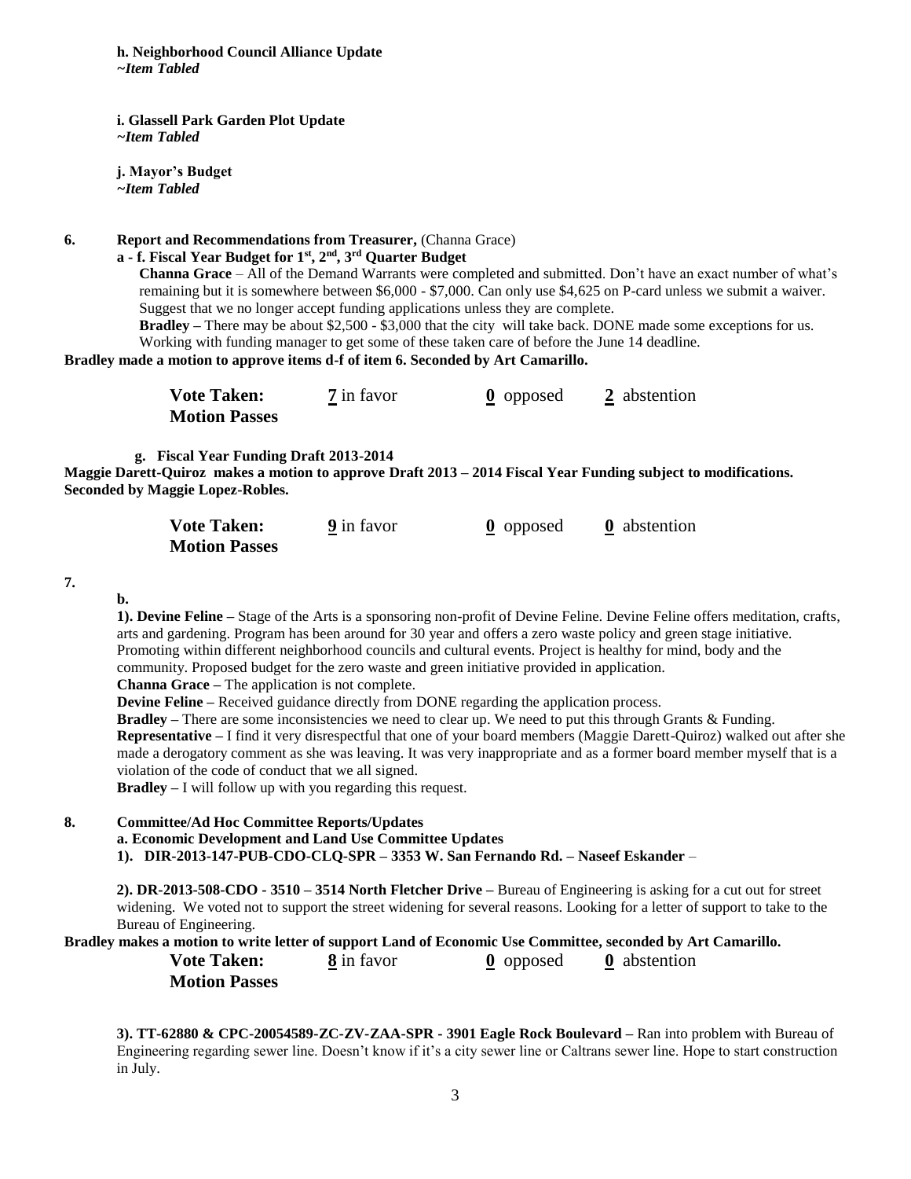**h. Neighborhood Council Alliance Update**
***~Item Tabled***

**i. Glassell Park Garden Plot Update**
***~Item Tabled***

**j. Mayor's Budget**
***~Item Tabled***

**6. Report and Recommendations from Treasurer,** (Channa Grace)

**a - f. Fiscal Year Budget for 1st, 2nd, 3rd Quarter Budget**

**Channa Grace** – All of the Demand Warrants were completed and submitted. Don't have an exact number of what's remaining but it is somewhere between $6,000 - $7,000. Can only use $4,625 on P-card unless we submit a waiver. Suggest that we no longer accept funding applications unless they are complete.

**Bradley –** There may be about $2,500 - $3,000 that the city will take back. DONE made some exceptions for us. Working with funding manager to get some of these taken care of before the June 14 deadline.

**Bradley made a motion to approve items d-f of item 6. Seconded by Art Camarillo.**

| **Vote Taken:** | **7** in favor | **0** opposed | **2** abstention |
|---|---|---|---|
| **Motion Passes** | | | |

**g. Fiscal Year Funding Draft 2013-2014**

**Maggie Darett-Quiroz makes a motion to approve Draft 2013 – 2014 Fiscal Year Funding subject to modifications. Seconded by Maggie Lopez-Robles.**

| **Vote Taken:** | **9** in favor | **0** opposed | **0** abstention |
|---|---|---|---|
| **Motion Passes** | | | |

**7.**

**b.**

**1). Devine Feline –** Stage of the Arts is a sponsoring non-profit of Devine Feline. Devine Feline offers meditation, crafts, arts and gardening. Program has been around for 30 year and offers a zero waste policy and green stage initiative. Promoting within different neighborhood councils and cultural events. Project is healthy for mind, body and the community. Proposed budget for the zero waste and green initiative provided in application.

**Channa Grace –** The application is not complete.

**Devine Feline –** Received guidance directly from DONE regarding the application process.

**Bradley –** There are some inconsistencies we need to clear up. We need to put this through Grants & Funding.

**Representative –** I find it very disrespectful that one of your board members (Maggie Darett-Quiroz) walked out after she made a derogatory comment as she was leaving. It was very inappropriate and as a former board member myself that is a violation of the code of conduct that we all signed.

**Bradley –** I will follow up with you regarding this request.

**8. Committee/Ad Hoc Committee Reports/Updates**

**a. Economic Development and Land Use Committee Updates**

**1). DIR-2013-147-PUB-CDO-CLQ-SPR – 3353 W. San Fernando Rd. – Naseef Eskander** –

**2). DR-2013-508-CDO - 3510 – 3514 North Fletcher Drive –** Bureau of Engineering is asking for a cut out for street widening. We voted not to support the street widening for several reasons. Looking for a letter of support to take to the Bureau of Engineering.

**Bradley makes a motion to write letter of support Land of Economic Use Committee, seconded by Art Camarillo.**

| **Vote Taken:** | **8** in favor | **0** opposed | **0** abstention |
|---|---|---|---|
| **Motion Passes** | | | |

**3). TT-62880 & CPC-20054589-ZC-ZV-ZAA-SPR - 3901 Eagle Rock Boulevard –** Ran into problem with Bureau of Engineering regarding sewer line. Doesn't know if it's a city sewer line or Caltrans sewer line. Hope to start construction in July.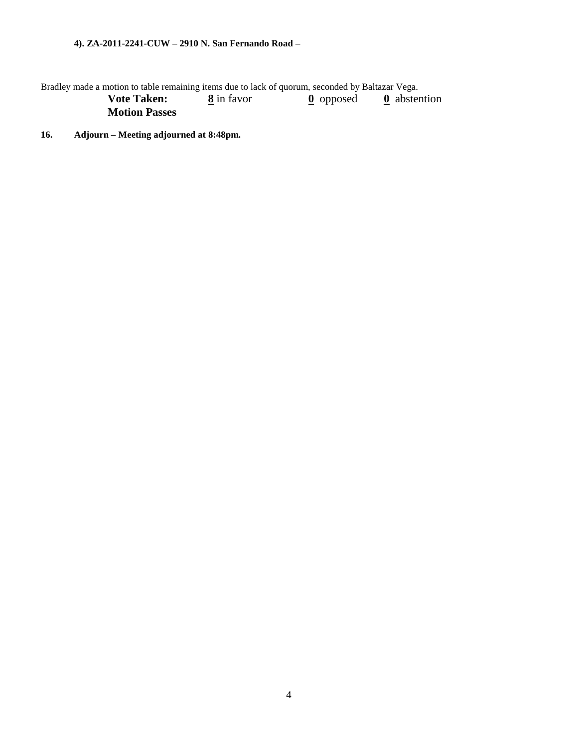**4). ZA-2011-2241-CUW – 2910 N. San Fernando Road –**

Bradley made a motion to table remaining items due to lack of quorum, seconded by Baltazar Vega.

**Vote Taken:** **8** in favor **0** opposed **0** abstention

**Motion Passes**

**16. Adjourn – Meeting adjourned at 8:48pm.**